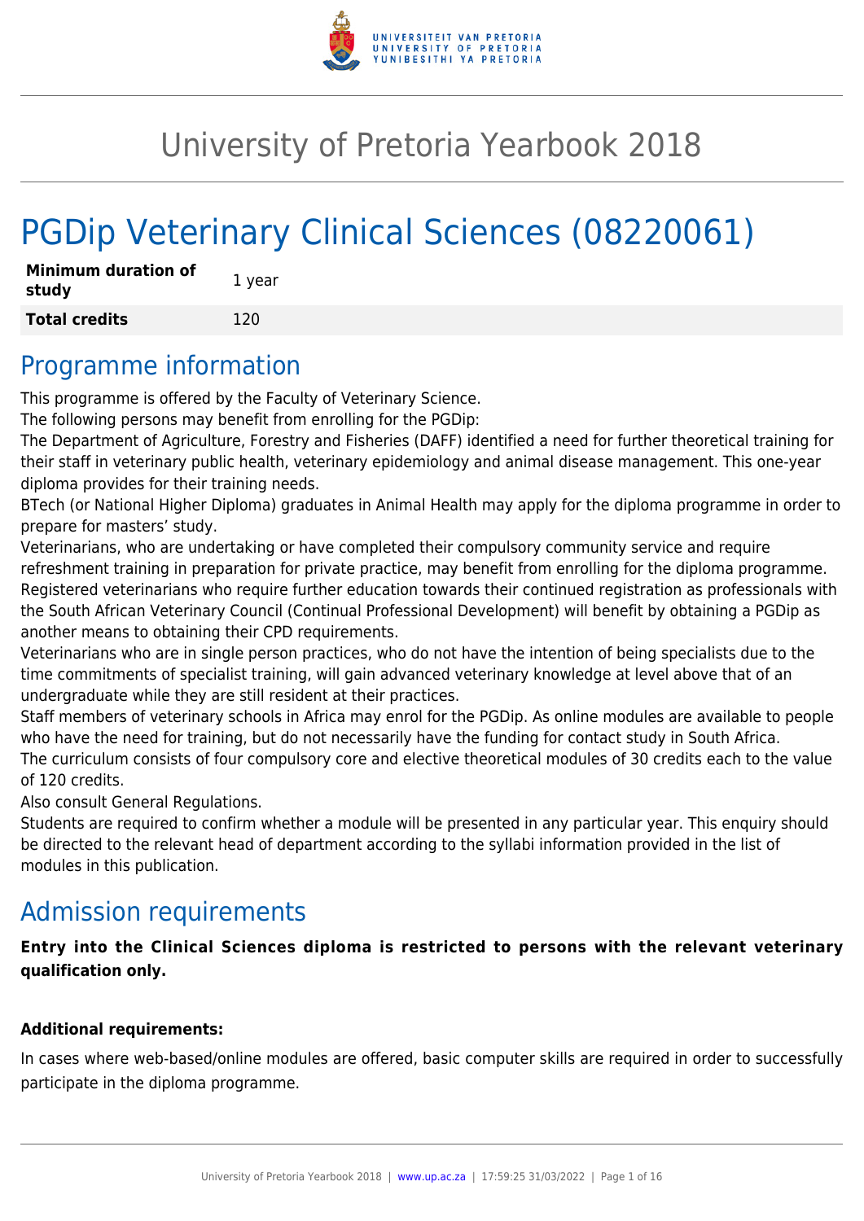# University of Pretoria Yearbook 2018

# PGDip Veterinary Clinical Sciences (08220061)

| **Minimum duration of study** | 1 year |
| --- | --- |
| **Total credits** | 120 |

## Programme information

This programme is offered by the Faculty of Veterinary Science.

The following persons may benefit from enrolling for the PGDip:

The Department of Agriculture, Forestry and Fisheries (DAFF) identified a need for further theoretical training for their staff in veterinary public health, veterinary epidemiology and animal disease management. This one-year diploma provides for their training needs.

BTech (or National Higher Diploma) graduates in Animal Health may apply for the diploma programme in order to prepare for masters' study.

Veterinarians, who are undertaking or have completed their compulsory community service and require refreshment training in preparation for private practice, may benefit from enrolling for the diploma programme.

Registered veterinarians who require further education towards their continued registration as professionals with the South African Veterinary Council (Continual Professional Development) will benefit by obtaining a PGDip as another means to obtaining their CPD requirements.

Veterinarians who are in single person practices, who do not have the intention of being specialists due to the time commitments of specialist training, will gain advanced veterinary knowledge at level above that of an undergraduate while they are still resident at their practices.

Staff members of veterinary schools in Africa may enrol for the PGDip. As online modules are available to people who have the need for training, but do not necessarily have the funding for contact study in South Africa.

The curriculum consists of four compulsory core and elective theoretical modules of 30 credits each to the value of 120 credits.

Also consult General Regulations.

Students are required to confirm whether a module will be presented in any particular year. This enquiry should be directed to the relevant head of department according to the syllabi information provided in the list of modules in this publication.

## Admission requirements

**Entry into the Clinical Sciences diploma is restricted to persons with the relevant veterinary qualification only.**

**Additional requirements:**

In cases where web-based/online modules are offered, basic computer skills are required in order to successfully participate in the diploma programme.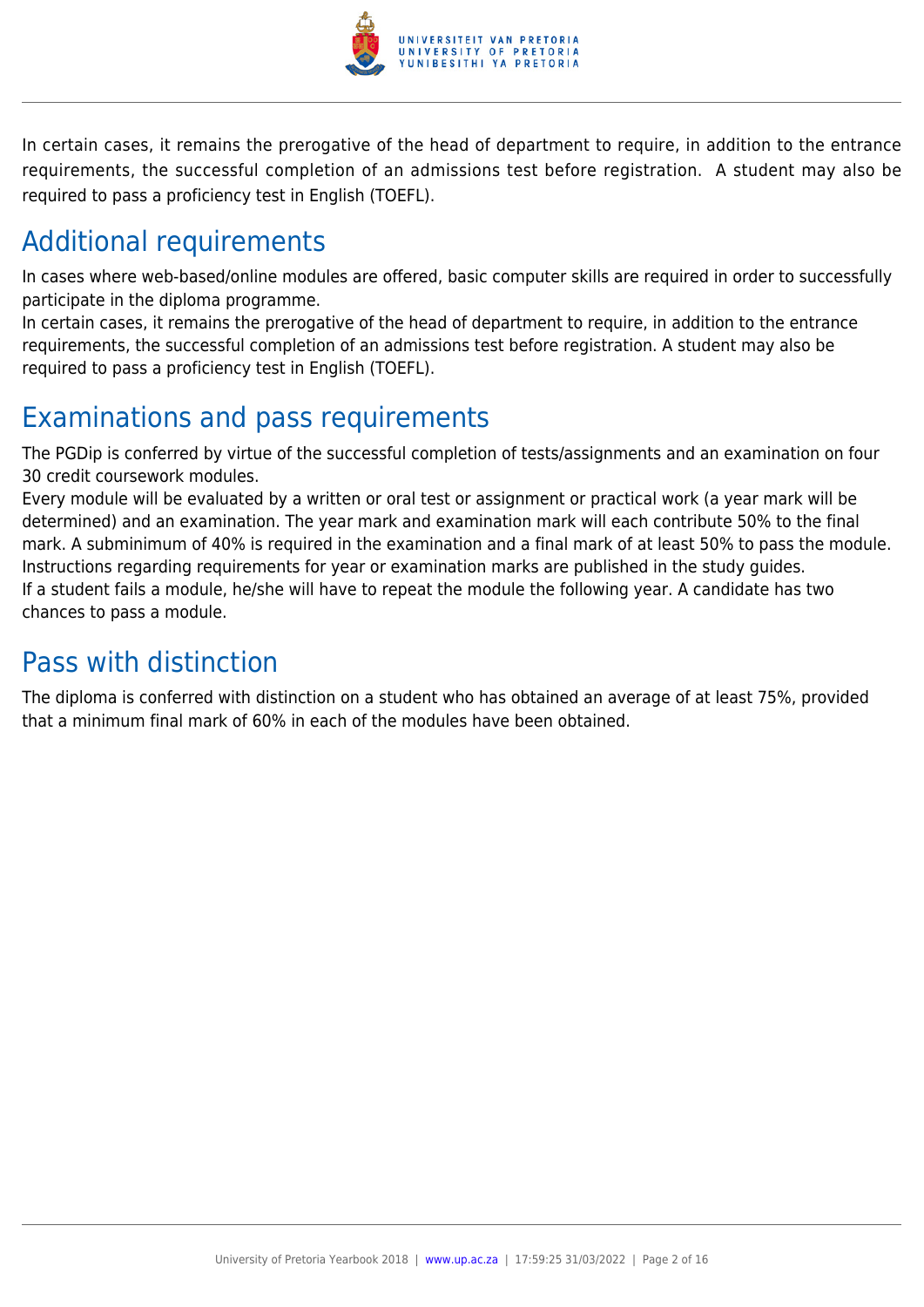In certain cases, it remains the prerogative of the head of department to require, in addition to the entrance requirements, the successful completion of an admissions test before registration. A student may also be required to pass a proficiency test in English (TOEFL).

## Additional requirements

In cases where web-based/online modules are offered, basic computer skills are required in order to successfully participate in the diploma programme.
In certain cases, it remains the prerogative of the head of department to require, in addition to the entrance requirements, the successful completion of an admissions test before registration. A student may also be required to pass a proficiency test in English (TOEFL).

## Examinations and pass requirements

The PGDip is conferred by virtue of the successful completion of tests/assignments and an examination on four 30 credit coursework modules.
Every module will be evaluated by a written or oral test or assignment or practical work (a year mark will be determined) and an examination. The year mark and examination mark will each contribute 50% to the final mark. A subminimum of 40% is required in the examination and a final mark of at least 50% to pass the module. Instructions regarding requirements for year or examination marks are published in the study guides.
If a student fails a module, he/she will have to repeat the module the following year. A candidate has two chances to pass a module.

## Pass with distinction

The diploma is conferred with distinction on a student who has obtained an average of at least 75%, provided that a minimum final mark of 60% in each of the modules have been obtained.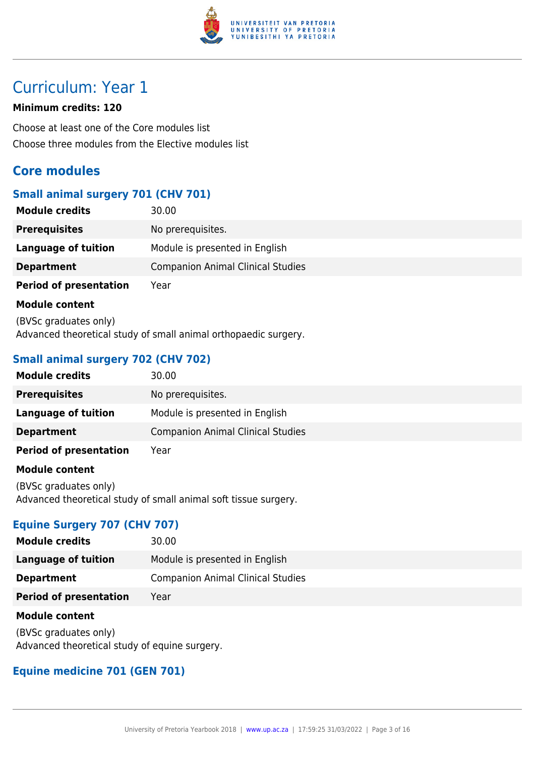# Curriculum: Year 1

**Minimum credits: 120**

Choose at least one of the Core modules list
Choose three modules from the Elective modules list

## Core modules

### Small animal surgery 701 (CHV 701)

| | |
|---|---|
| **Module credits** | 30.00 |
| **Prerequisites** | No prerequisites. |
| **Language of tuition** | Module is presented in English |
| **Department** | Companion Animal Clinical Studies |
| **Period of presentation** | Year |

**Module content**

(BVSc graduates only)
Advanced theoretical study of small animal orthopaedic surgery.

### Small animal surgery 702 (CHV 702)

| | |
|---|---|
| **Module credits** | 30.00 |
| **Prerequisites** | No prerequisites. |
| **Language of tuition** | Module is presented in English |
| **Department** | Companion Animal Clinical Studies |
| **Period of presentation** | Year |

**Module content**

(BVSc graduates only)
Advanced theoretical study of small animal soft tissue surgery.

### Equine Surgery 707 (CHV 707)

| | |
|---|---|
| **Module credits** | 30.00 |
| **Language of tuition** | Module is presented in English |
| **Department** | Companion Animal Clinical Studies |
| **Period of presentation** | Year |

**Module content**

(BVSc graduates only)
Advanced theoretical study of equine surgery.

### Equine medicine 701 (GEN 701)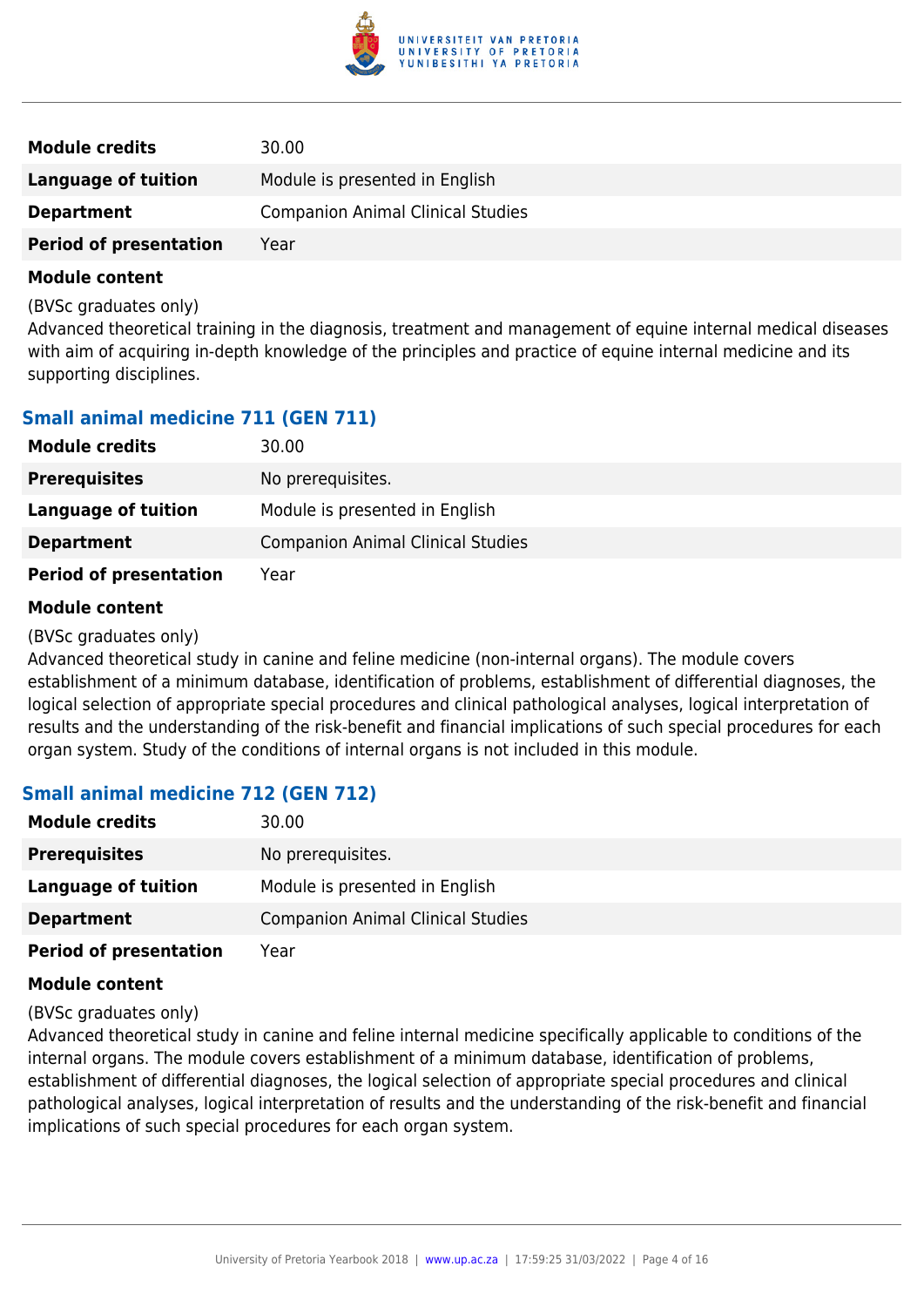| | |
|---|---|
| **Module credits** | 30.00 |
| **Language of tuition** | Module is presented in English |
| **Department** | Companion Animal Clinical Studies |
| **Period of presentation** | Year |

**Module content**

(BVSc graduates only)
Advanced theoretical training in the diagnosis, treatment and management of equine internal medical diseases with aim of acquiring in-depth knowledge of the principles and practice of equine internal medicine and its supporting disciplines.

### Small animal medicine 711 (GEN 711)

| | |
|---|---|
| **Module credits** | 30.00 |
| **Prerequisites** | No prerequisites. |
| **Language of tuition** | Module is presented in English |
| **Department** | Companion Animal Clinical Studies |
| **Period of presentation** | Year |

**Module content**

(BVSc graduates only)
Advanced theoretical study in canine and feline medicine (non-internal organs). The module covers establishment of a minimum database, identification of problems, establishment of differential diagnoses, the logical selection of appropriate special procedures and clinical pathological analyses, logical interpretation of results and the understanding of the risk-benefit and financial implications of such special procedures for each organ system. Study of the conditions of internal organs is not included in this module.

### Small animal medicine 712 (GEN 712)

| | |
|---|---|
| **Module credits** | 30.00 |
| **Prerequisites** | No prerequisites. |
| **Language of tuition** | Module is presented in English |
| **Department** | Companion Animal Clinical Studies |
| **Period of presentation** | Year |

**Module content**

(BVSc graduates only)
Advanced theoretical study in canine and feline internal medicine specifically applicable to conditions of the internal organs. The module covers establishment of a minimum database, identification of problems, establishment of differential diagnoses, the logical selection of appropriate special procedures and clinical pathological analyses, logical interpretation of results and the understanding of the risk-benefit and financial implications of such special procedures for each organ system.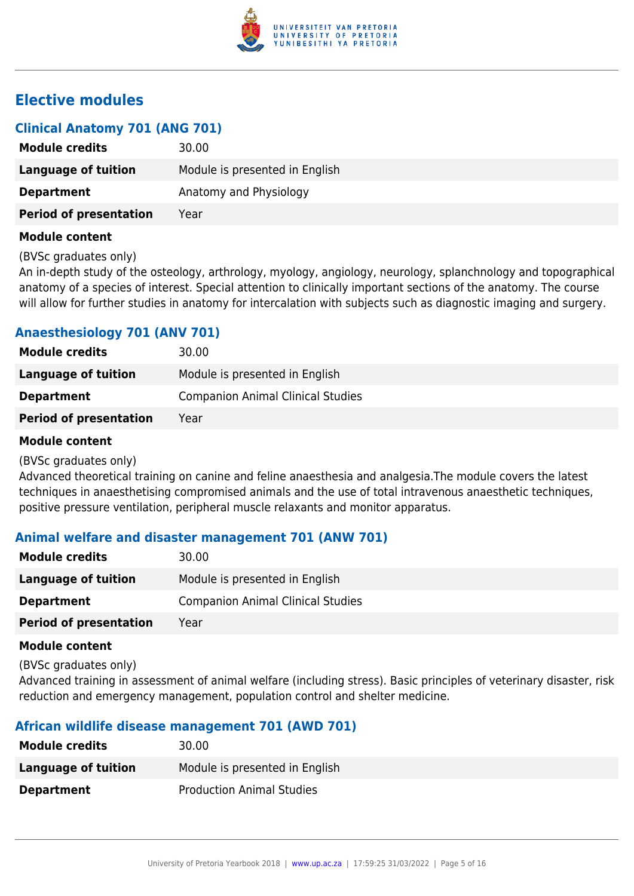## Elective modules

### Clinical Anatomy 701 (ANG 701)

| **Module credits** | 30.00 |
|---|---|
| **Language of tuition** | Module is presented in English |
| **Department** | Anatomy and Physiology |
| **Period of presentation** | Year |

**Module content**

(BVSc graduates only)
An in-depth study of the osteology, arthrology, myology, angiology, neurology, splanchnology and topographical anatomy of a species of interest. Special attention to clinically important sections of the anatomy. The course will allow for further studies in anatomy for intercalation with subjects such as diagnostic imaging and surgery.

### Anaesthesiology 701 (ANV 701)

| **Module credits** | 30.00 |
|---|---|
| **Language of tuition** | Module is presented in English |
| **Department** | Companion Animal Clinical Studies |
| **Period of presentation** | Year |

**Module content**

(BVSc graduates only)
Advanced theoretical training on canine and feline anaesthesia and analgesia.The module covers the latest techniques in anaesthetising compromised animals and the use of total intravenous anaesthetic techniques, positive pressure ventilation, peripheral muscle relaxants and monitor apparatus.

### Animal welfare and disaster management 701 (ANW 701)

| **Module credits** | 30.00 |
|---|---|
| **Language of tuition** | Module is presented in English |
| **Department** | Companion Animal Clinical Studies |
| **Period of presentation** | Year |

**Module content**

(BVSc graduates only)
Advanced training in assessment of animal welfare (including stress). Basic principles of veterinary disaster, risk reduction and emergency management, population control and shelter medicine.

### African wildlife disease management 701 (AWD 701)

| **Module credits** | 30.00 |
|---|---|
| **Language of tuition** | Module is presented in English |
| **Department** | Production Animal Studies |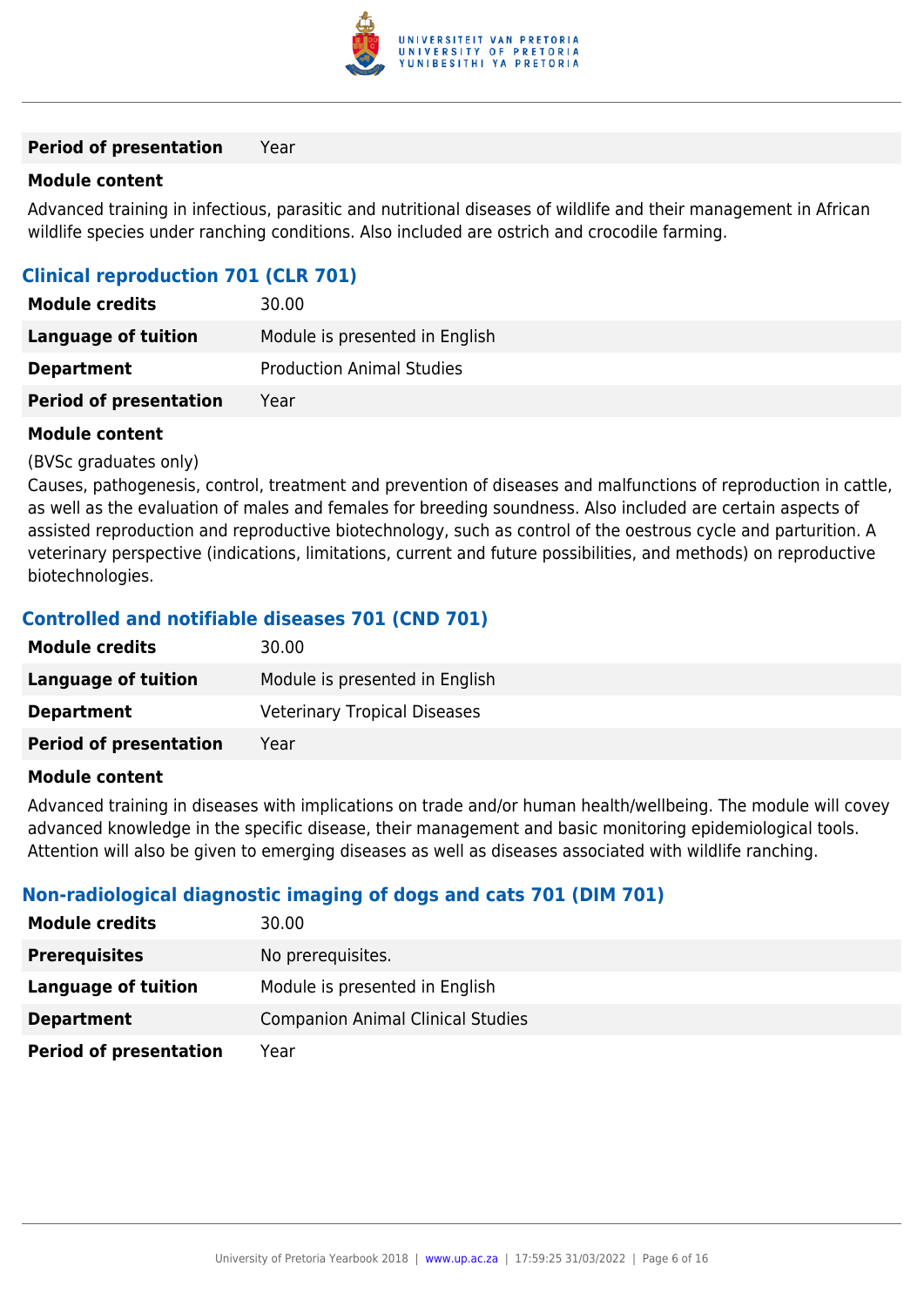| | |
|---|---|
| **Period of presentation** | Year |

**Module content**

Advanced training in infectious, parasitic and nutritional diseases of wildlife and their management in African wildlife species under ranching conditions. Also included are ostrich and crocodile farming.

### Clinical reproduction 701 (CLR 701)

| | |
|---|---|
| **Module credits** | 30.00 |
| **Language of tuition** | Module is presented in English |
| **Department** | Production Animal Studies |
| **Period of presentation** | Year |

**Module content**

(BVSc graduates only)
Causes, pathogenesis, control, treatment and prevention of diseases and malfunctions of reproduction in cattle, as well as the evaluation of males and females for breeding soundness. Also included are certain aspects of assisted reproduction and reproductive biotechnology, such as control of the oestrous cycle and parturition. A veterinary perspective (indications, limitations, current and future possibilities, and methods) on reproductive biotechnologies.

### Controlled and notifiable diseases 701 (CND 701)

| | |
|---|---|
| **Module credits** | 30.00 |
| **Language of tuition** | Module is presented in English |
| **Department** | Veterinary Tropical Diseases |
| **Period of presentation** | Year |

**Module content**

Advanced training in diseases with implications on trade and/or human health/wellbeing. The module will covey advanced knowledge in the specific disease, their management and basic monitoring epidemiological tools. Attention will also be given to emerging diseases as well as diseases associated with wildlife ranching.

### Non-radiological diagnostic imaging of dogs and cats 701 (DIM 701)

| | |
|---|---|
| **Module credits** | 30.00 |
| **Prerequisites** | No prerequisites. |
| **Language of tuition** | Module is presented in English |
| **Department** | Companion Animal Clinical Studies |
| **Period of presentation** | Year |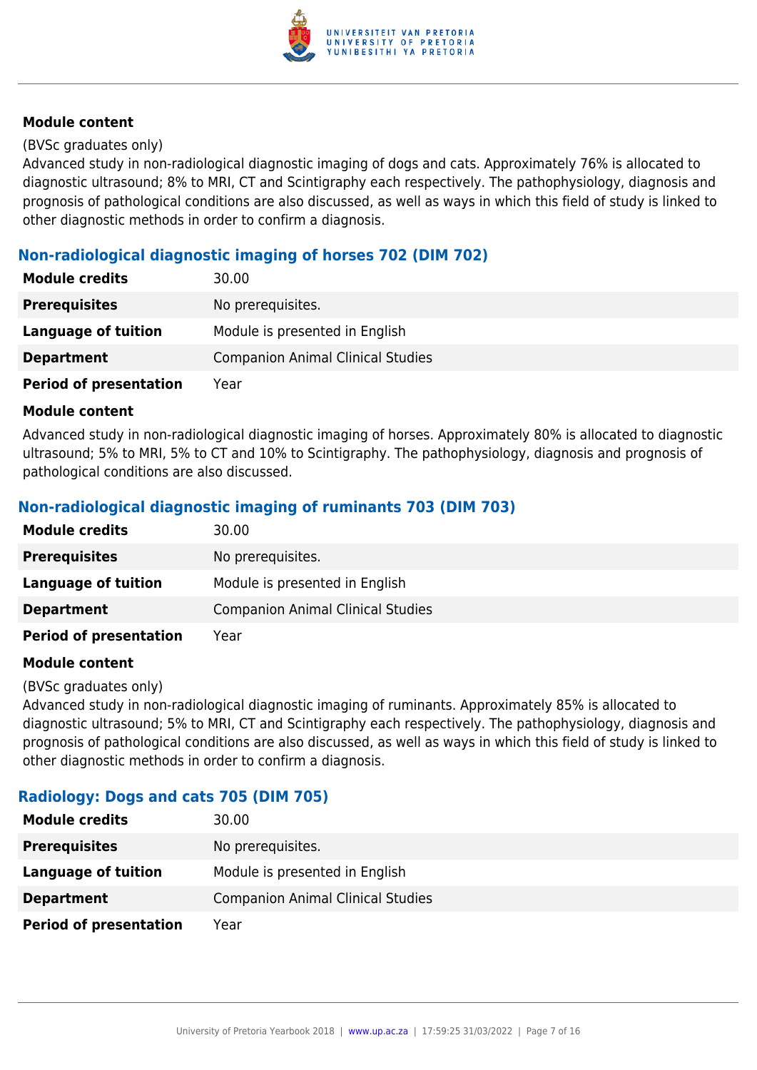#### Module content

(BVSc graduates only)
Advanced study in non-radiological diagnostic imaging of dogs and cats. Approximately 76% is allocated to diagnostic ultrasound; 8% to MRI, CT and Scintigraphy each respectively. The pathophysiology, diagnosis and prognosis of pathological conditions are also discussed, as well as ways in which this field of study is linked to other diagnostic methods in order to confirm a diagnosis.

### Non-radiological diagnostic imaging of horses 702 (DIM 702)

| | |
|---|---|
| **Module credits** | 30.00 |
| **Prerequisites** | No prerequisites. |
| **Language of tuition** | Module is presented in English |
| **Department** | Companion Animal Clinical Studies |
| **Period of presentation** | Year |

#### Module content

Advanced study in non-radiological diagnostic imaging of horses. Approximately 80% is allocated to diagnostic ultrasound; 5% to MRI, 5% to CT and 10% to Scintigraphy. The pathophysiology, diagnosis and prognosis of pathological conditions are also discussed.

### Non-radiological diagnostic imaging of ruminants 703 (DIM 703)

| | |
|---|---|
| **Module credits** | 30.00 |
| **Prerequisites** | No prerequisites. |
| **Language of tuition** | Module is presented in English |
| **Department** | Companion Animal Clinical Studies |
| **Period of presentation** | Year |

#### Module content

(BVSc graduates only)
Advanced study in non-radiological diagnostic imaging of ruminants. Approximately 85% is allocated to diagnostic ultrasound; 5% to MRI, CT and Scintigraphy each respectively. The pathophysiology, diagnosis and prognosis of pathological conditions are also discussed, as well as ways in which this field of study is linked to other diagnostic methods in order to confirm a diagnosis.

### Radiology: Dogs and cats 705 (DIM 705)

| | |
|---|---|
| **Module credits** | 30.00 |
| **Prerequisites** | No prerequisites. |
| **Language of tuition** | Module is presented in English |
| **Department** | Companion Animal Clinical Studies |
| **Period of presentation** | Year |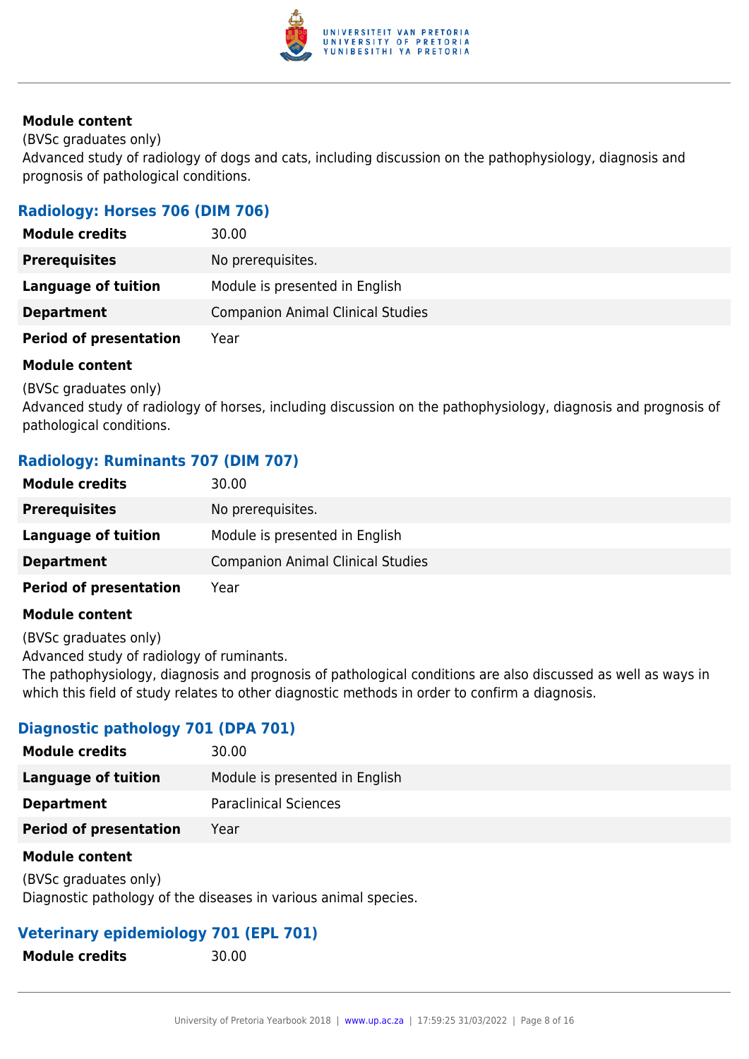**Module content**

(BVSc graduates only)
Advanced study of radiology of dogs and cats, including discussion on the pathophysiology, diagnosis and prognosis of pathological conditions.

### Radiology: Horses 706 (DIM 706)

| | |
|---|---|
| **Module credits** | 30.00 |
| **Prerequisites** | No prerequisites. |
| **Language of tuition** | Module is presented in English |
| **Department** | Companion Animal Clinical Studies |
| **Period of presentation** | Year |

**Module content**

(BVSc graduates only)
Advanced study of radiology of horses, including discussion on the pathophysiology, diagnosis and prognosis of pathological conditions.

### Radiology: Ruminants 707 (DIM 707)

| | |
|---|---|
| **Module credits** | 30.00 |
| **Prerequisites** | No prerequisites. |
| **Language of tuition** | Module is presented in English |
| **Department** | Companion Animal Clinical Studies |
| **Period of presentation** | Year |

**Module content**

(BVSc graduates only)
Advanced study of radiology of ruminants.
The pathophysiology, diagnosis and prognosis of pathological conditions are also discussed as well as ways in which this field of study relates to other diagnostic methods in order to confirm a diagnosis.

### Diagnostic pathology 701 (DPA 701)

| | |
|---|---|
| **Module credits** | 30.00 |
| **Language of tuition** | Module is presented in English |
| **Department** | Paraclinical Sciences |
| **Period of presentation** | Year |

**Module content**

(BVSc graduates only)
Diagnostic pathology of the diseases in various animal species.

### Veterinary epidemiology 701 (EPL 701)

| | |
|---|---|
| **Module credits** | 30.00 |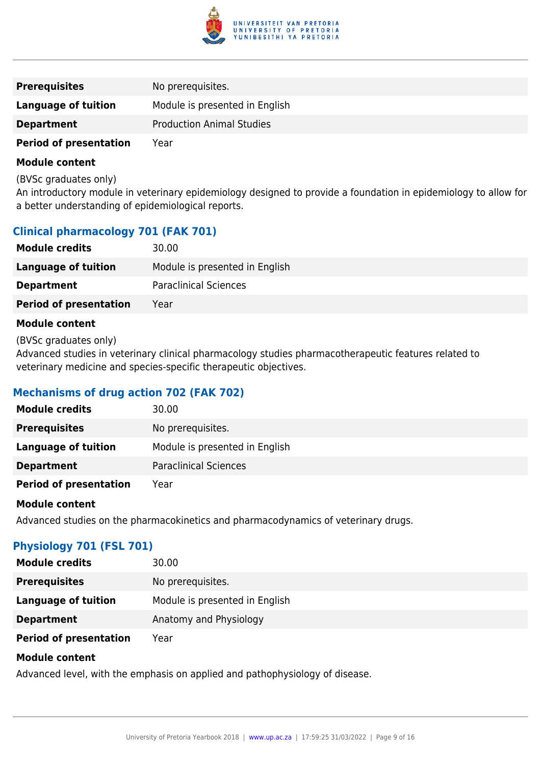| | |
|---|---|
| **Prerequisites** | No prerequisites. |
| **Language of tuition** | Module is presented in English |
| **Department** | Production Animal Studies |
| **Period of presentation** | Year |

**Module content**

(BVSc graduates only)
An introductory module in veterinary epidemiology designed to provide a foundation in epidemiology to allow for a better understanding of epidemiological reports.

### Clinical pharmacology 701 (FAK 701)

| | |
|---|---|
| **Module credits** | 30.00 |
| **Language of tuition** | Module is presented in English |
| **Department** | Paraclinical Sciences |
| **Period of presentation** | Year |

**Module content**

(BVSc graduates only)
Advanced studies in veterinary clinical pharmacology studies pharmacotherapeutic features related to veterinary medicine and species-specific therapeutic objectives.

### Mechanisms of drug action 702 (FAK 702)

| | |
|---|---|
| **Module credits** | 30.00 |
| **Prerequisites** | No prerequisites. |
| **Language of tuition** | Module is presented in English |
| **Department** | Paraclinical Sciences |
| **Period of presentation** | Year |

**Module content**

Advanced studies on the pharmacokinetics and pharmacodynamics of veterinary drugs.

### Physiology 701 (FSL 701)

| | |
|---|---|
| **Module credits** | 30.00 |
| **Prerequisites** | No prerequisites. |
| **Language of tuition** | Module is presented in English |
| **Department** | Anatomy and Physiology |
| **Period of presentation** | Year |

**Module content**

Advanced level, with the emphasis on applied and pathophysiology of disease.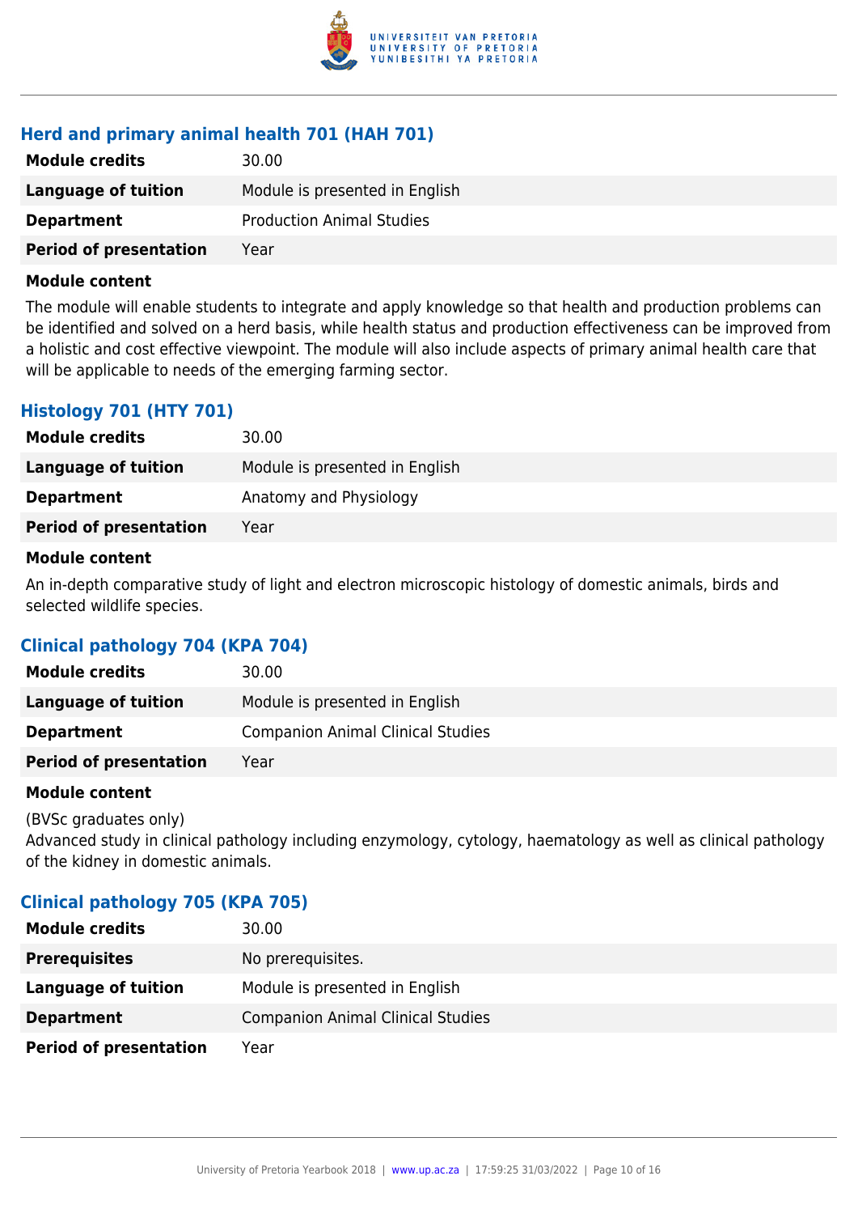### Herd and primary animal health 701 (HAH 701)

| | |
|---|---|
| **Module credits** | 30.00 |
| **Language of tuition** | Module is presented in English |
| **Department** | Production Animal Studies |
| **Period of presentation** | Year |

**Module content**

The module will enable students to integrate and apply knowledge so that health and production problems can be identified and solved on a herd basis, while health status and production effectiveness can be improved from a holistic and cost effective viewpoint. The module will also include aspects of primary animal health care that will be applicable to needs of the emerging farming sector.

### Histology 701 (HTY 701)

| | |
|---|---|
| **Module credits** | 30.00 |
| **Language of tuition** | Module is presented in English |
| **Department** | Anatomy and Physiology |
| **Period of presentation** | Year |

**Module content**

An in-depth comparative study of light and electron microscopic histology of domestic animals, birds and selected wildlife species.

### Clinical pathology 704 (KPA 704)

| | |
|---|---|
| **Module credits** | 30.00 |
| **Language of tuition** | Module is presented in English |
| **Department** | Companion Animal Clinical Studies |
| **Period of presentation** | Year |

**Module content**

(BVSc graduates only)
Advanced study in clinical pathology including enzymology, cytology, haematology as well as clinical pathology of the kidney in domestic animals.

### Clinical pathology 705 (KPA 705)

| | |
|---|---|
| **Module credits** | 30.00 |
| **Prerequisites** | No prerequisites. |
| **Language of tuition** | Module is presented in English |
| **Department** | Companion Animal Clinical Studies |
| **Period of presentation** | Year |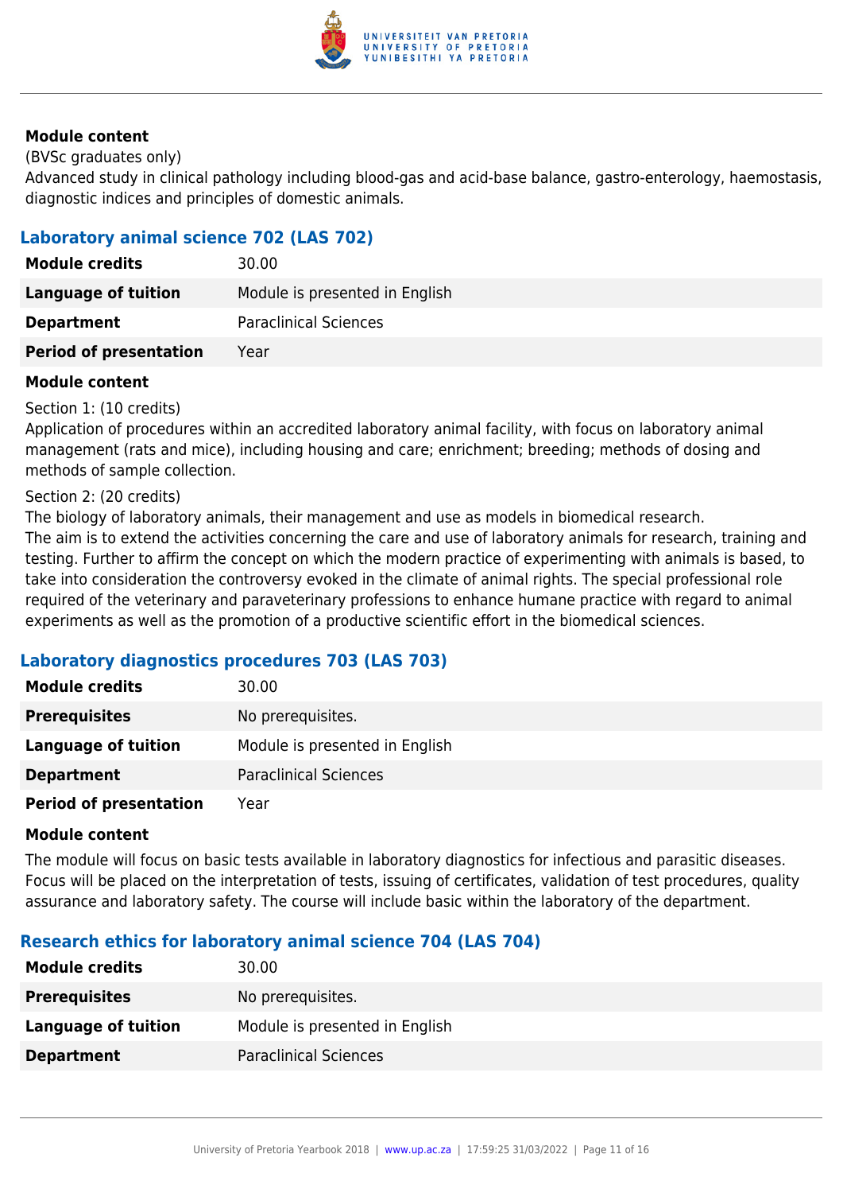#### Module content

(BVSc graduates only)
Advanced study in clinical pathology including blood-gas and acid-base balance, gastro-enterology, haemostasis, diagnostic indices and principles of domestic animals.

### Laboratory animal science 702 (LAS 702)

| | |
|---|---|
| **Module credits** | 30.00 |
| **Language of tuition** | Module is presented in English |
| **Department** | Paraclinical Sciences |
| **Period of presentation** | Year |

#### Module content

Section 1: (10 credits)
Application of procedures within an accredited laboratory animal facility, with focus on laboratory animal management (rats and mice), including housing and care; enrichment; breeding; methods of dosing and methods of sample collection.

Section 2: (20 credits)
The biology of laboratory animals, their management and use as models in biomedical research.
The aim is to extend the activities concerning the care and use of laboratory animals for research, training and testing. Further to affirm the concept on which the modern practice of experimenting with animals is based, to take into consideration the controversy evoked in the climate of animal rights. The special professional role required of the veterinary and paraveterinary professions to enhance humane practice with regard to animal experiments as well as the promotion of a productive scientific effort in the biomedical sciences.

### Laboratory diagnostics procedures 703 (LAS 703)

| | |
|---|---|
| **Module credits** | 30.00 |
| **Prerequisites** | No prerequisites. |
| **Language of tuition** | Module is presented in English |
| **Department** | Paraclinical Sciences |
| **Period of presentation** | Year |

#### Module content

The module will focus on basic tests available in laboratory diagnostics for infectious and parasitic diseases. Focus will be placed on the interpretation of tests, issuing of certificates, validation of test procedures, quality assurance and laboratory safety. The course will include basic within the laboratory of the department.

### Research ethics for laboratory animal science 704 (LAS 704)

| | |
|---|---|
| **Module credits** | 30.00 |
| **Prerequisites** | No prerequisites. |
| **Language of tuition** | Module is presented in English |
| **Department** | Paraclinical Sciences |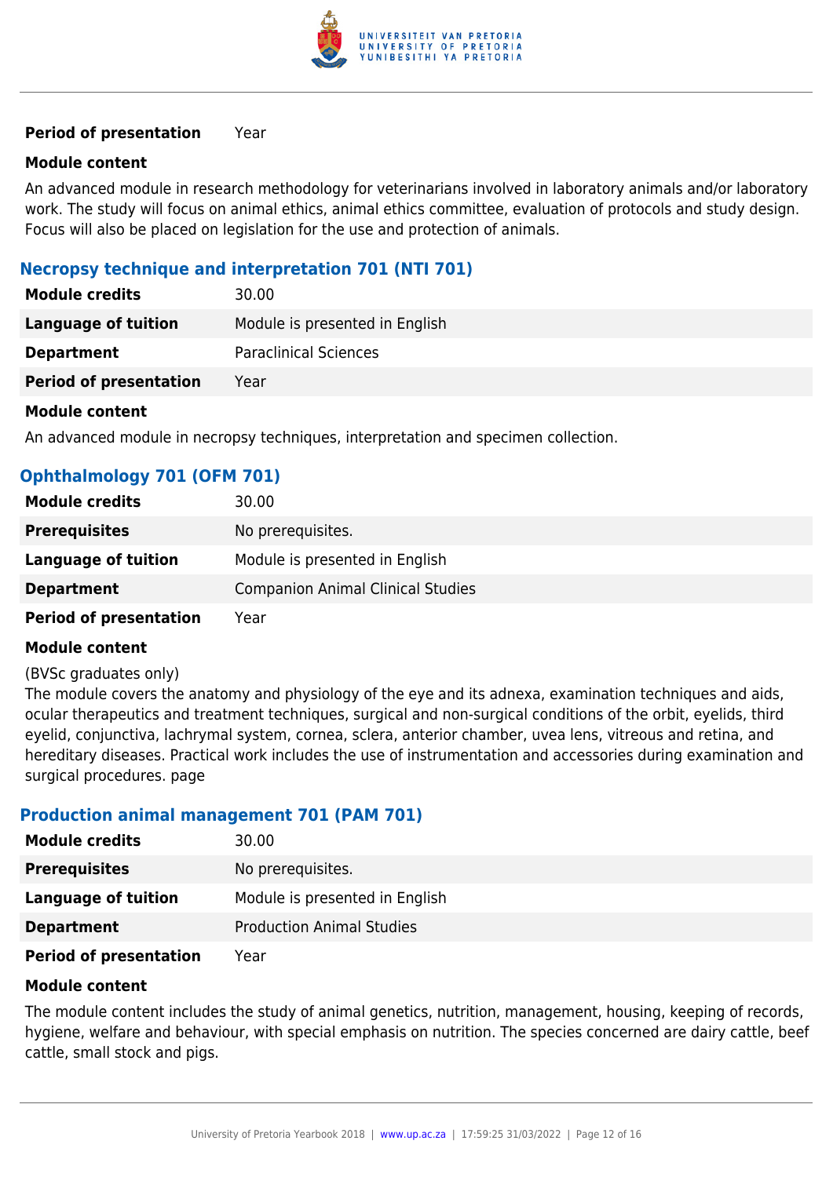| | |
|---|---|
| **Period of presentation** | Year |

**Module content**

An advanced module in research methodology for veterinarians involved in laboratory animals and/or laboratory work. The study will focus on animal ethics, animal ethics committee, evaluation of protocols and study design. Focus will also be placed on legislation for the use and protection of animals.

### Necropsy technique and interpretation 701 (NTI 701)

| | |
|---|---|
| **Module credits** | 30.00 |
| **Language of tuition** | Module is presented in English |
| **Department** | Paraclinical Sciences |
| **Period of presentation** | Year |

**Module content**

An advanced module in necropsy techniques, interpretation and specimen collection.

### Ophthalmology 701 (OFM 701)

| | |
|---|---|
| **Module credits** | 30.00 |
| **Prerequisites** | No prerequisites. |
| **Language of tuition** | Module is presented in English |
| **Department** | Companion Animal Clinical Studies |
| **Period of presentation** | Year |

**Module content**

(BVSc graduates only)
The module covers the anatomy and physiology of the eye and its adnexa, examination techniques and aids, ocular therapeutics and treatment techniques, surgical and non-surgical conditions of the orbit, eyelids, third eyelid, conjunctiva, lachrymal system, cornea, sclera, anterior chamber, uvea lens, vitreous and retina, and hereditary diseases. Practical work includes the use of instrumentation and accessories during examination and surgical procedures. page

### Production animal management 701 (PAM 701)

| | |
|---|---|
| **Module credits** | 30.00 |
| **Prerequisites** | No prerequisites. |
| **Language of tuition** | Module is presented in English |
| **Department** | Production Animal Studies |
| **Period of presentation** | Year |

**Module content**

The module content includes the study of animal genetics, nutrition, management, housing, keeping of records, hygiene, welfare and behaviour, with special emphasis on nutrition. The species concerned are dairy cattle, beef cattle, small stock and pigs.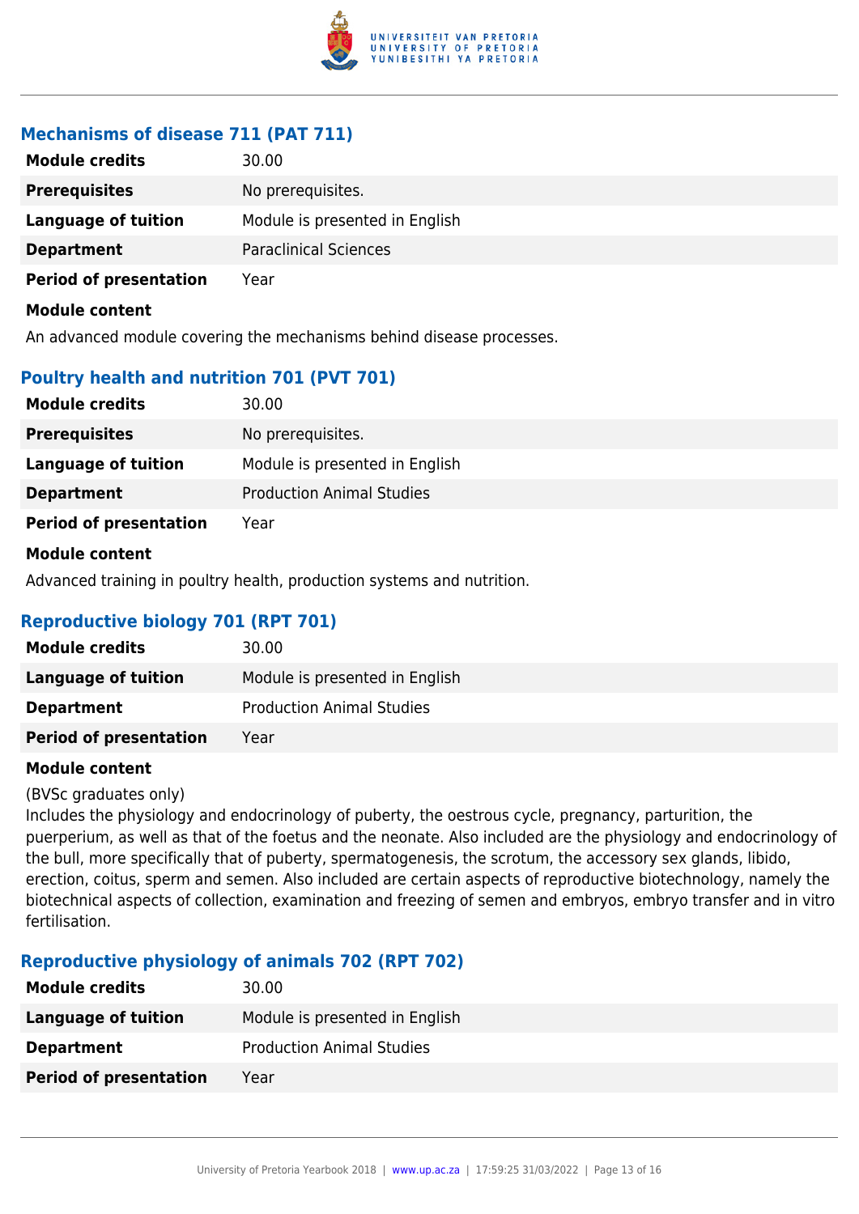### Mechanisms of disease 711 (PAT 711)

| | |
|---|---|
| **Module credits** | 30.00 |
| **Prerequisites** | No prerequisites. |
| **Language of tuition** | Module is presented in English |
| **Department** | Paraclinical Sciences |
| **Period of presentation** | Year |

**Module content**

An advanced module covering the mechanisms behind disease processes.

### Poultry health and nutrition 701 (PVT 701)

| | |
|---|---|
| **Module credits** | 30.00 |
| **Prerequisites** | No prerequisites. |
| **Language of tuition** | Module is presented in English |
| **Department** | Production Animal Studies |
| **Period of presentation** | Year |

**Module content**

Advanced training in poultry health, production systems and nutrition.

### Reproductive biology 701 (RPT 701)

| | |
|---|---|
| **Module credits** | 30.00 |
| **Language of tuition** | Module is presented in English |
| **Department** | Production Animal Studies |
| **Period of presentation** | Year |

**Module content**

(BVSc graduates only)
Includes the physiology and endocrinology of puberty, the oestrous cycle, pregnancy, parturition, the puerperium, as well as that of the foetus and the neonate. Also included are the physiology and endocrinology of the bull, more specifically that of puberty, spermatogenesis, the scrotum, the accessory sex glands, libido, erection, coitus, sperm and semen. Also included are certain aspects of reproductive biotechnology, namely the biotechnical aspects of collection, examination and freezing of semen and embryos, embryo transfer and in vitro fertilisation.

### Reproductive physiology of animals 702 (RPT 702)

| | |
|---|---|
| **Module credits** | 30.00 |
| **Language of tuition** | Module is presented in English |
| **Department** | Production Animal Studies |
| **Period of presentation** | Year |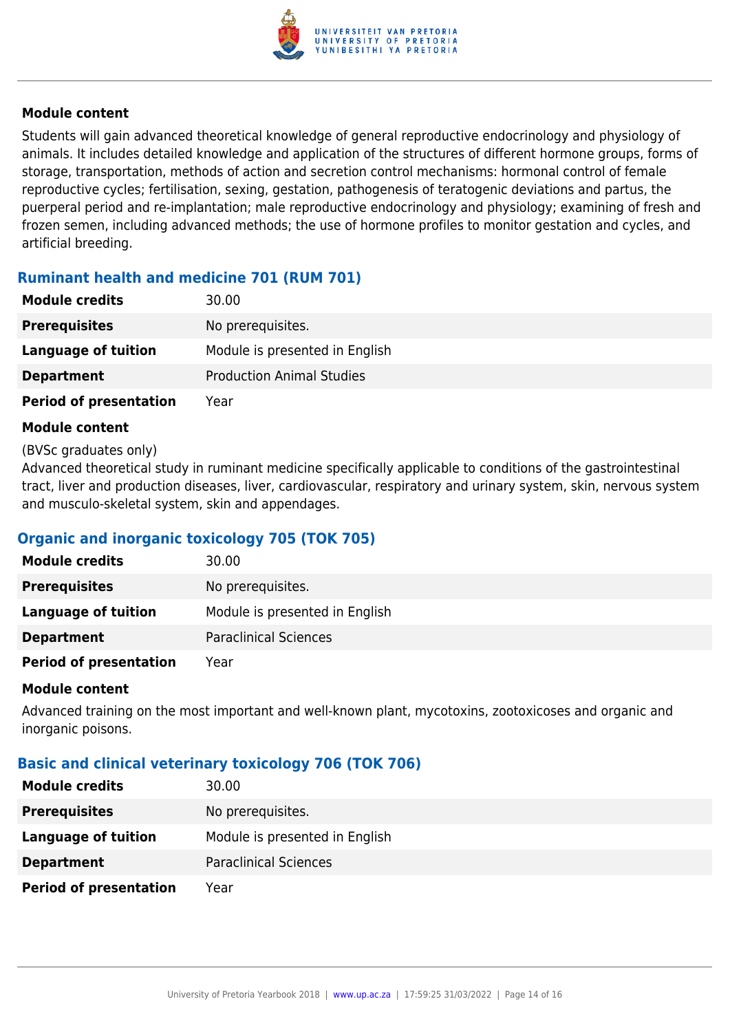#### Module content

Students will gain advanced theoretical knowledge of general reproductive endocrinology and physiology of animals. It includes detailed knowledge and application of the structures of different hormone groups, forms of storage, transportation, methods of action and secretion control mechanisms: hormonal control of female reproductive cycles; fertilisation, sexing, gestation, pathogenesis of teratogenic deviations and partus, the puerperal period and re-implantation; male reproductive endocrinology and physiology; examining of fresh and frozen semen, including advanced methods; the use of hormone profiles to monitor gestation and cycles, and artificial breeding.

### Ruminant health and medicine 701 (RUM 701)

| | |
|---|---|
| **Module credits** | 30.00 |
| **Prerequisites** | No prerequisites. |
| **Language of tuition** | Module is presented in English |
| **Department** | Production Animal Studies |
| **Period of presentation** | Year |

#### Module content

(BVSc graduates only)
Advanced theoretical study in ruminant medicine specifically applicable to conditions of the gastrointestinal tract, liver and production diseases, liver, cardiovascular, respiratory and urinary system, skin, nervous system and musculo-skeletal system, skin and appendages.

### Organic and inorganic toxicology 705 (TOK 705)

| | |
|---|---|
| **Module credits** | 30.00 |
| **Prerequisites** | No prerequisites. |
| **Language of tuition** | Module is presented in English |
| **Department** | Paraclinical Sciences |
| **Period of presentation** | Year |

#### Module content

Advanced training on the most important and well-known plant, mycotoxins, zootoxicoses and organic and inorganic poisons.

### Basic and clinical veterinary toxicology 706 (TOK 706)

| | |
|---|---|
| **Module credits** | 30.00 |
| **Prerequisites** | No prerequisites. |
| **Language of tuition** | Module is presented in English |
| **Department** | Paraclinical Sciences |
| **Period of presentation** | Year |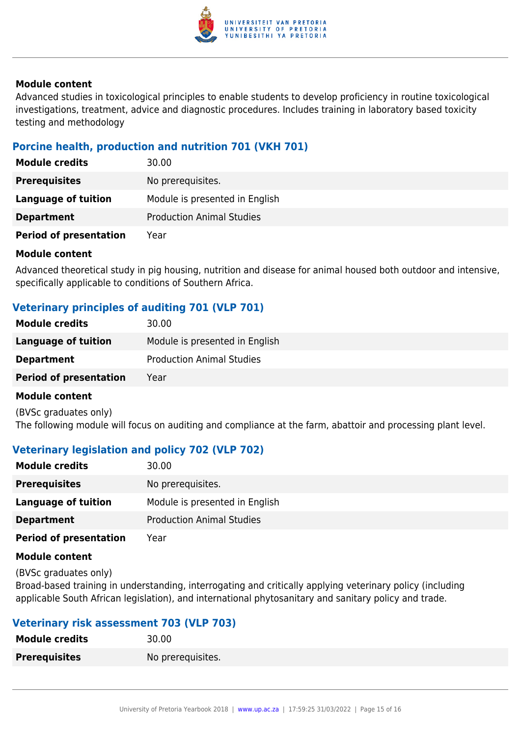**Module content**

Advanced studies in toxicological principles to enable students to develop proficiency in routine toxicological investigations, treatment, advice and diagnostic procedures. Includes training in laboratory based toxicity testing and methodology

### Porcine health, production and nutrition 701 (VKH 701)

| | |
|---|---|
| **Module credits** | 30.00 |
| **Prerequisites** | No prerequisites. |
| **Language of tuition** | Module is presented in English |
| **Department** | Production Animal Studies |
| **Period of presentation** | Year |

**Module content**

Advanced theoretical study in pig housing, nutrition and disease for animal housed both outdoor and intensive, specifically applicable to conditions of Southern Africa.

### Veterinary principles of auditing 701 (VLP 701)

| | |
|---|---|
| **Module credits** | 30.00 |
| **Language of tuition** | Module is presented in English |
| **Department** | Production Animal Studies |
| **Period of presentation** | Year |

**Module content**

(BVSc graduates only)
The following module will focus on auditing and compliance at the farm, abattoir and processing plant level.

### Veterinary legislation and policy 702 (VLP 702)

| | |
|---|---|
| **Module credits** | 30.00 |
| **Prerequisites** | No prerequisites. |
| **Language of tuition** | Module is presented in English |
| **Department** | Production Animal Studies |
| **Period of presentation** | Year |

**Module content**

(BVSc graduates only)
Broad-based training in understanding, interrogating and critically applying veterinary policy (including applicable South African legislation), and international phytosanitary and sanitary policy and trade.

### Veterinary risk assessment 703 (VLP 703)

| | |
|---|---|
| **Module credits** | 30.00 |
| **Prerequisites** | No prerequisites. |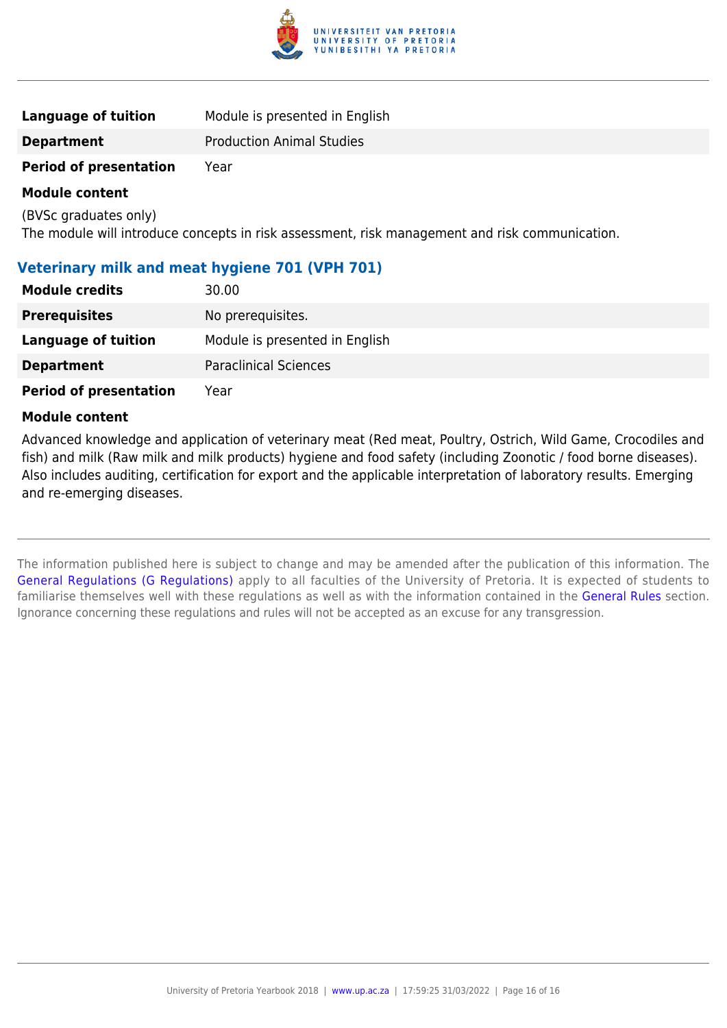| | |
|---|---|
| **Language of tuition** | Module is presented in English |
| **Department** | Production Animal Studies |
| **Period of presentation** | Year |

**Module content**

(BVSc graduates only)
The module will introduce concepts in risk assessment, risk management and risk communication.

### Veterinary milk and meat hygiene 701 (VPH 701)

| | |
|---|---|
| **Module credits** | 30.00 |
| **Prerequisites** | No prerequisites. |
| **Language of tuition** | Module is presented in English |
| **Department** | Paraclinical Sciences |
| **Period of presentation** | Year |

**Module content**

Advanced knowledge and application of veterinary meat (Red meat, Poultry, Ostrich, Wild Game, Crocodiles and fish) and milk (Raw milk and milk products) hygiene and food safety (including Zoonotic / food borne diseases). Also includes auditing, certification for export and the applicable interpretation of laboratory results. Emerging and re-emerging diseases.

The information published here is subject to change and may be amended after the publication of this information. The General Regulations (G Regulations) apply to all faculties of the University of Pretoria. It is expected of students to familiarise themselves well with these regulations as well as with the information contained in the General Rules section. Ignorance concerning these regulations and rules will not be accepted as an excuse for any transgression.